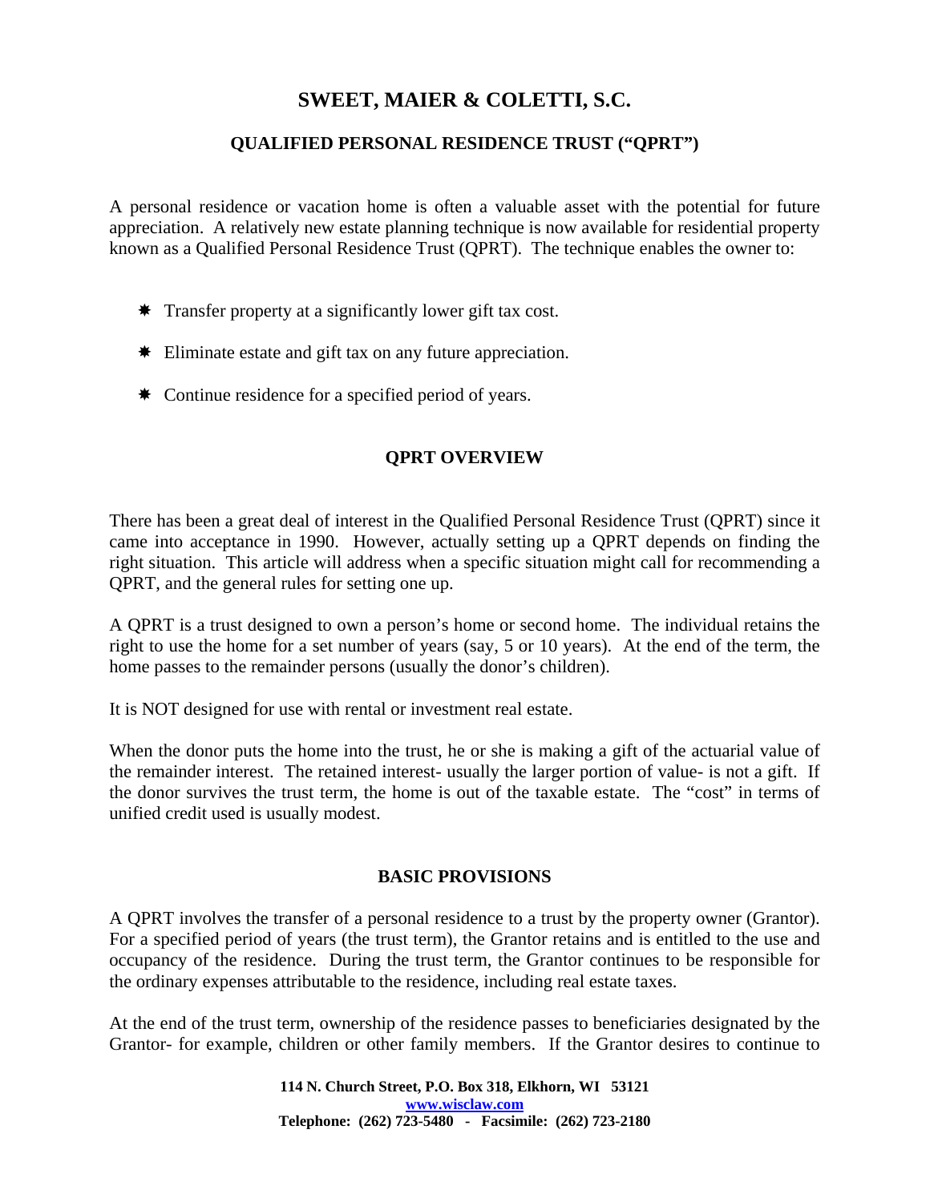# SWEET, MAIER & COLETTI, S.C.

## QUALIFIED PERSONAL RESIDENCE TRUST ("QPRT")

A personal residence or vacation home is often a valuable asset with the potential for future appreciation. A relatively new estate planning technique is now available for residential property known as a Qualified Personal Residence Trust (QPRT). The technique enables the owner to:

- Transfer property at a significantly lower gift tax cost.
- Eliminate estate and gift tax on any future appreciation.
- Continue residence for a specified period of years.

## QPRT OVERVIEW

There has been a great deal of interest in the Qualified Personal Residence Trust (QPRT) since it came into acceptance in 1990. However, actually setting up a QPRT depends on finding the right situation. This article will address when a specific situation might call for recommending a QPRT, and the general rules for setting one up.

A QPRT is a trust designed to own a person's home or second home. The individual retains the right to use the home for a set number of years (say, 5 or 10 years). At the end of the term, the home passes to the remainder persons (usually the donor's children).

It is NOT designed for use with rental or investment real estate.

When the donor puts the home into the trust, he or she is making a gift of the actuarial value of the remainder interest. The retained interest- usually the larger portion of value- is not a gift. If the donor survives the trust term, the home is out of the taxable estate. The "cost" in terms of unified credit used is usually modest.

## BASIC PROVISIONS

A QPRT involves the transfer of a personal residence to a trust by the property owner (Grantor). For a specified period of years (the trust term), the Grantor retains and is entitled to the use and occupancy of the residence. During the trust term, the Grantor continues to be responsible for the ordinary expenses attributable to the residence, including real estate taxes.

At the end of the trust term, ownership of the residence passes to beneficiaries designated by the Grantor- for example, children or other family members. If the Grantor desires to continue to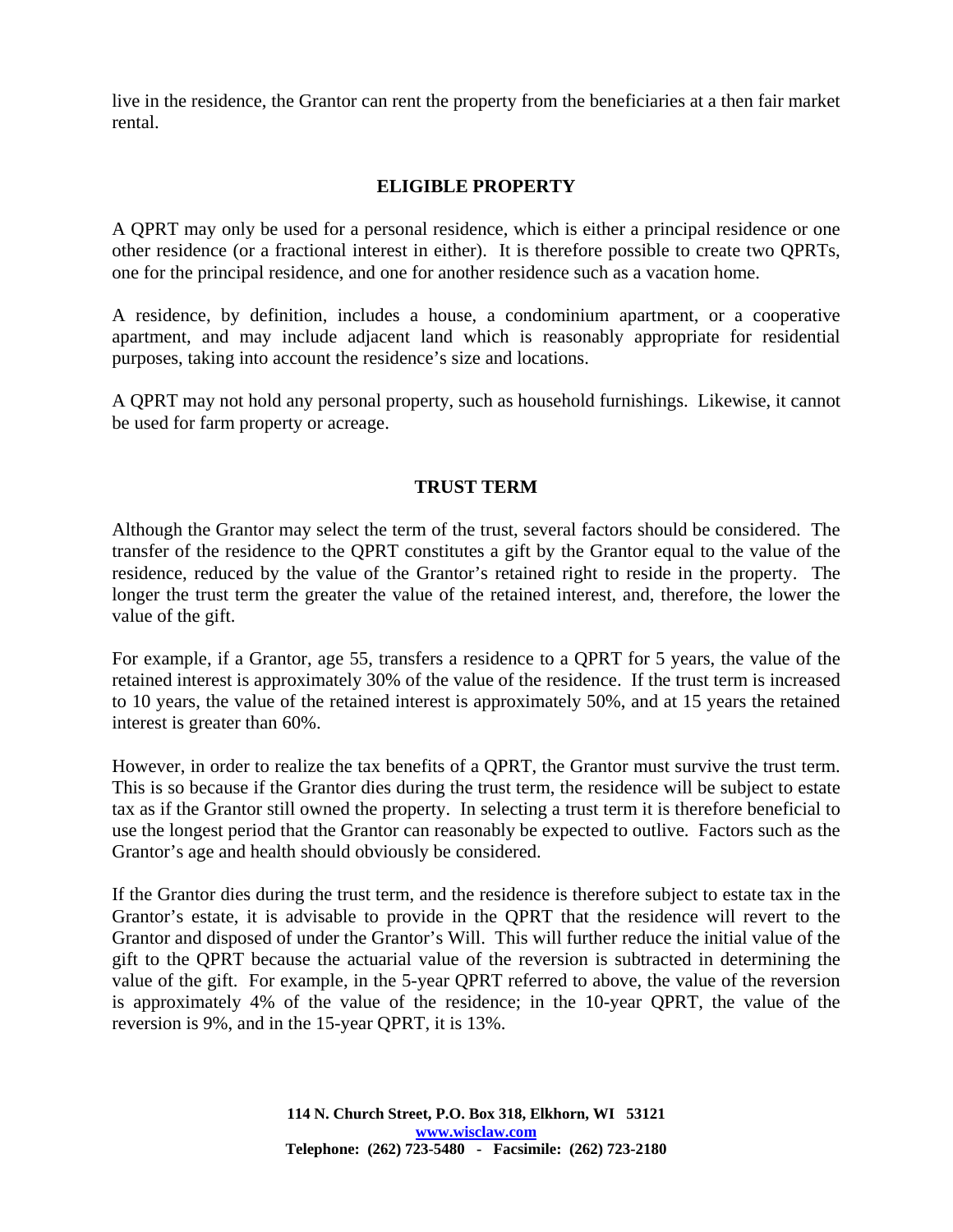live in the residence, the Grantor can rent the property from the beneficiaries at a then fair market rental.

## ELIGIBLE PROPERTY

A QPRT may only be used for a personal residence, which is either a principal residence or one other residence (or a fractional interest in either). It is therefore possible to create two QPRTs, one for the principal residence, and one for another residence such as a vacation home.

A residence, by definition, includes a house, a condominium apartment, or a cooperative apartment, and may include adjacent land which is reasonably appropriate for residential purposes, taking into account the residence's size and locations.

A QPRT may not hold any personal property, such as household furnishings. Likewise, it cannot be used for farm property or acreage.

## TRUST TERM

Although the Grantor may select the term of the trust, several factors should be considered. The transfer of the residence to the QPRT constitutes a gift by the Grantor equal to the value of the residence, reduced by the value of the Grantor's retained right to reside in the property. The longer the trust term the greater the value of the retained interest, and, therefore, the lower the value of the gift.

For example, if a Grantor, age 55, transfers a residence to a QPRT for 5 years, the value of the retained interest is approximately 30% of the value of the residence. If the trust term is increased to 10 years, the value of the retained interest is approximately 50%, and at 15 years the retained interest is greater than 60%.

However, in order to realize the tax benefits of a QPRT, the Grantor must survive the trust term. This is so because if the Grantor dies during the trust term, the residence will be subject to estate tax as if the Grantor still owned the property. In selecting a trust term it is therefore beneficial to use the longest period that the Grantor can reasonably be expected to outlive. Factors such as the Grantor's age and health should obviously be considered.

If the Grantor dies during the trust term, and the residence is therefore subject to estate tax in the Grantor's estate, it is advisable to provide in the QPRT that the residence will revert to the Grantor and disposed of under the Grantor's Will. This will further reduce the initial value of the gift to the QPRT because the actuarial value of the reversion is subtracted in determining the value of the gift. For example, in the 5-year QPRT referred to above, the value of the reversion is approximately 4% of the value of the residence; in the 10-year QPRT, the value of the reversion is 9%, and in the 15-year QPRT, it is 13%.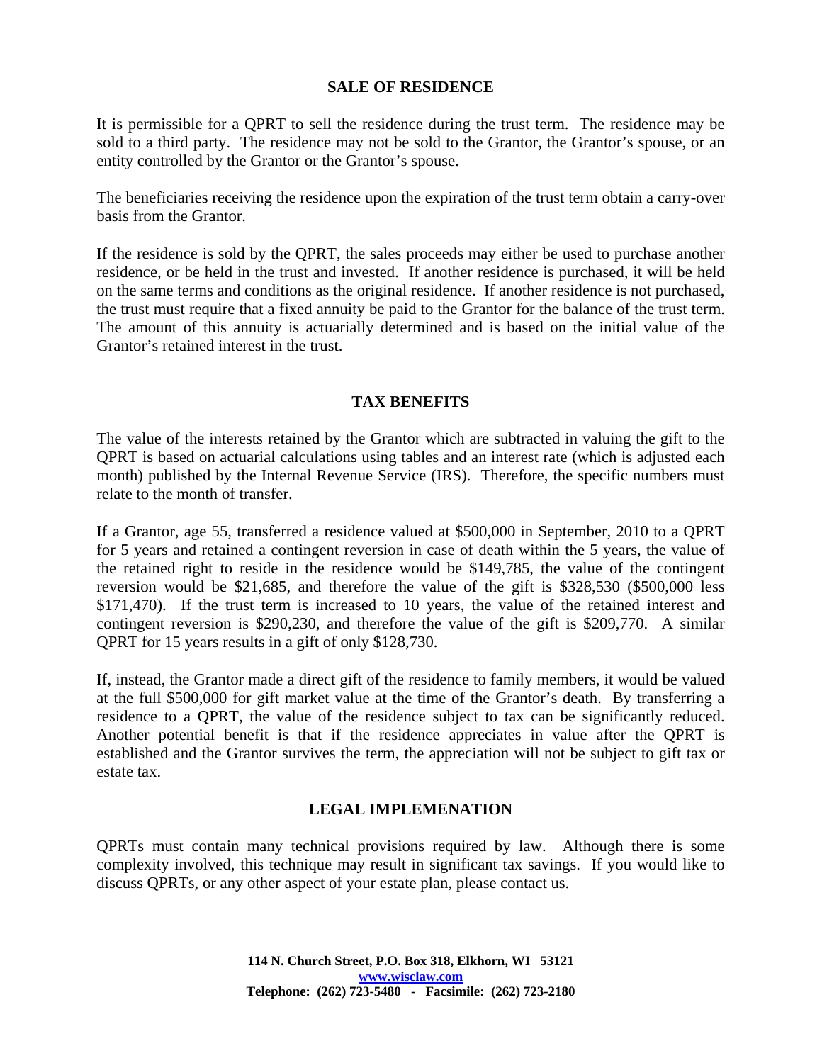## SALE OF RESIDENCE

It is permissible for a QPRT to sell the residence during the trust term. The residence may be sold to a third party. The residence may not be sold to the Grantor, the Grantor's spouse, or an entity controlled by the Grantor or the Grantor's spouse.

The beneficiaries receiving the residence upon the expiration of the trust term obtain a carry-over basis from the Grantor.

If the residence is sold by the QPRT, the sales proceeds may either be used to purchase another residence, or be held in the trust and invested. If another residence is purchased, it will be held on the same terms and conditions as the original residence. If another residence is not purchased, the trust must require that a fixed annuity be paid to the Grantor for the balance of the trust term. The amount of this annuity is actuarially determined and is based on the initial value of the Grantor's retained interest in the trust.

## TAX BENEFITS

The value of the interests retained by the Grantor which are subtracted in valuing the gift to the QPRT is based on actuarial calculations using tables and an interest rate (which is adjusted each month) published by the Internal Revenue Service (IRS). Therefore, the specific numbers must relate to the month of transfer.

If a Grantor, age 55, transferred a residence valued at $500,000 in September, 2010 to a QPRT for 5 years and retained a contingent reversion in case of death within the 5 years, the value of the retained right to reside in the residence would be $149,785, the value of the contingent reversion would be $21,685, and therefore the value of the gift is $328,530 ($500,000 less $171,470). If the trust term is increased to 10 years, the value of the retained interest and contingent reversion is $290,230, and therefore the value of the gift is $209,770. A similar QPRT for 15 years results in a gift of only $128,730.

If, instead, the Grantor made a direct gift of the residence to family members, it would be valued at the full $500,000 for gift market value at the time of the Grantor's death. By transferring a residence to a QPRT, the value of the residence subject to tax can be significantly reduced. Another potential benefit is that if the residence appreciates in value after the QPRT is established and the Grantor survives the term, the appreciation will not be subject to gift tax or estate tax.

## LEGAL IMPLEMENATION

QPRTs must contain many technical provisions required by law. Although there is some complexity involved, this technique may result in significant tax savings. If you would like to discuss QPRTs, or any other aspect of your estate plan, please contact us.

**114 N. Church Street, P.O. Box 318, Elkhorn, WI 53121**
**www.wisclaw.com**
**Telephone: (262) 723-5480 - Facsimile: (262) 723-2180**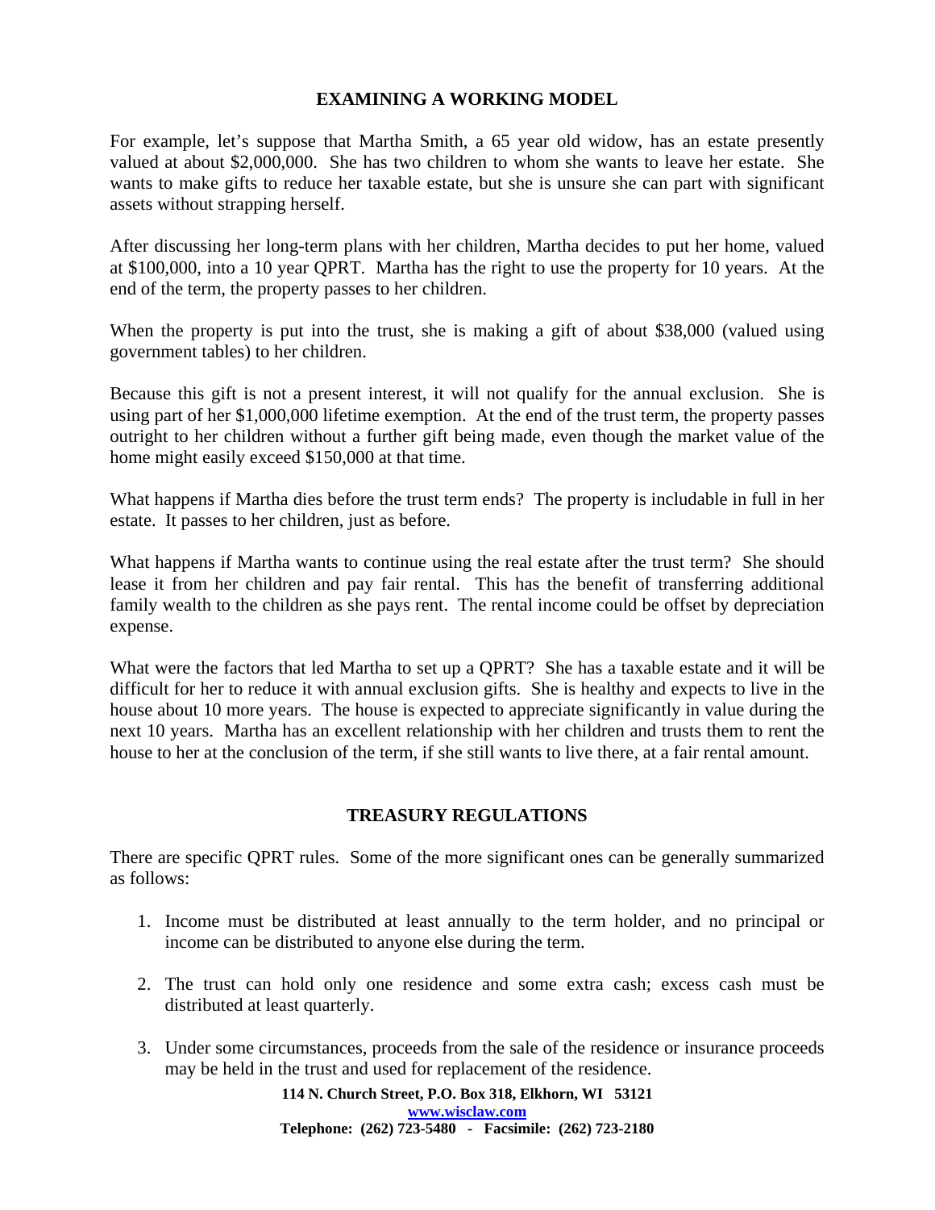## EXAMINING A WORKING MODEL

For example, let's suppose that Martha Smith, a 65 year old widow, has an estate presently valued at about $2,000,000. She has two children to whom she wants to leave her estate. She wants to make gifts to reduce her taxable estate, but she is unsure she can part with significant assets without strapping herself.

After discussing her long-term plans with her children, Martha decides to put her home, valued at $100,000, into a 10 year QPRT. Martha has the right to use the property for 10 years. At the end of the term, the property passes to her children.

When the property is put into the trust, she is making a gift of about $38,000 (valued using government tables) to her children.

Because this gift is not a present interest, it will not qualify for the annual exclusion. She is using part of her $1,000,000 lifetime exemption. At the end of the trust term, the property passes outright to her children without a further gift being made, even though the market value of the home might easily exceed $150,000 at that time.

What happens if Martha dies before the trust term ends? The property is includable in full in her estate. It passes to her children, just as before.

What happens if Martha wants to continue using the real estate after the trust term? She should lease it from her children and pay fair rental. This has the benefit of transferring additional family wealth to the children as she pays rent. The rental income could be offset by depreciation expense.

What were the factors that led Martha to set up a QPRT? She has a taxable estate and it will be difficult for her to reduce it with annual exclusion gifts. She is healthy and expects to live in the house about 10 more years. The house is expected to appreciate significantly in value during the next 10 years. Martha has an excellent relationship with her children and trusts them to rent the house to her at the conclusion of the term, if she still wants to live there, at a fair rental amount.

## TREASURY REGULATIONS

There are specific QPRT rules. Some of the more significant ones can be generally summarized as follows:

1. Income must be distributed at least annually to the term holder, and no principal or income can be distributed to anyone else during the term.

2. The trust can hold only one residence and some extra cash; excess cash must be distributed at least quarterly.

3. Under some circumstances, proceeds from the sale of the residence or insurance proceeds may be held in the trust and used for replacement of the residence.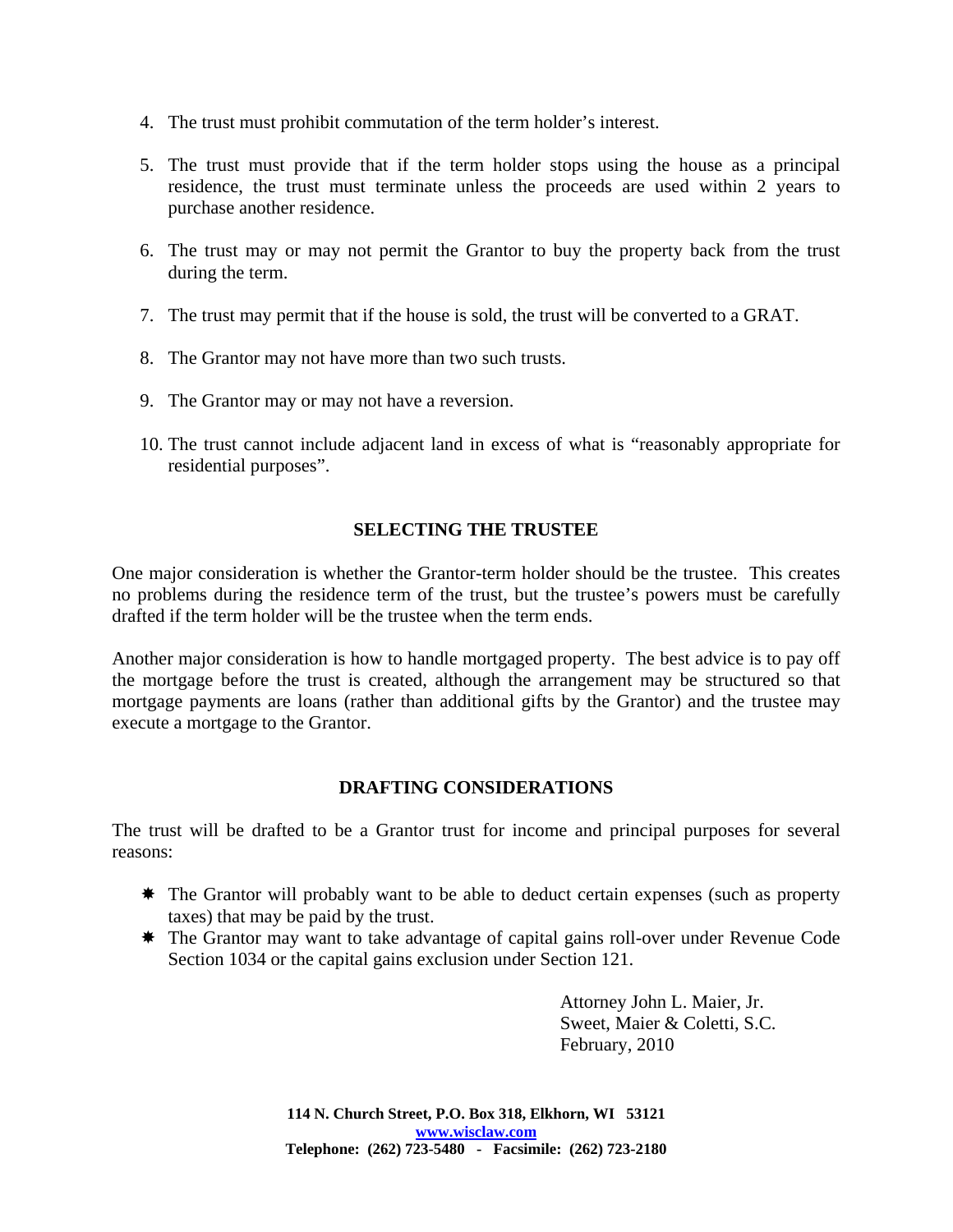4. The trust must prohibit commutation of the term holder's interest.

5. The trust must provide that if the term holder stops using the house as a principal residence, the trust must terminate unless the proceeds are used within 2 years to purchase another residence.

6. The trust may or may not permit the Grantor to buy the property back from the trust during the term.

7. The trust may permit that if the house is sold, the trust will be converted to a GRAT.

8. The Grantor may not have more than two such trusts.

9. The Grantor may or may not have a reversion.

10. The trust cannot include adjacent land in excess of what is "reasonably appropriate for residential purposes".

## SELECTING THE TRUSTEE

One major consideration is whether the Grantor-term holder should be the trustee. This creates no problems during the residence term of the trust, but the trustee's powers must be carefully drafted if the term holder will be the trustee when the term ends.

Another major consideration is how to handle mortgaged property. The best advice is to pay off the mortgage before the trust is created, although the arrangement may be structured so that mortgage payments are loans (rather than additional gifts by the Grantor) and the trustee may execute a mortgage to the Grantor.

## DRAFTING CONSIDERATIONS

The trust will be drafted to be a Grantor trust for income and principal purposes for several reasons:

- The Grantor will probably want to be able to deduct certain expenses (such as property taxes) that may be paid by the trust.
- The Grantor may want to take advantage of capital gains roll-over under Revenue Code Section 1034 or the capital gains exclusion under Section 121.

Attorney John L. Maier, Jr.
Sweet, Maier & Coletti, S.C.
February, 2010

**114 N. Church Street, P.O. Box 318, Elkhorn, WI 53121**
**www.wisclaw.com**
**Telephone: (262) 723-5480 - Facsimile: (262) 723-2180**